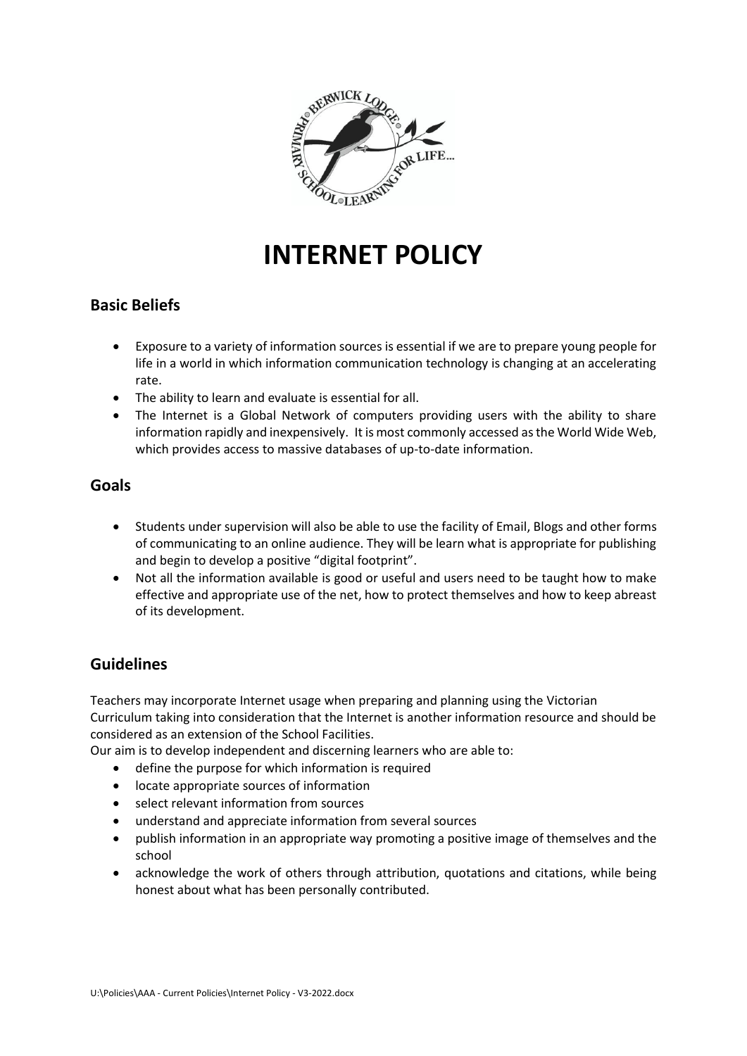# INTERNET POLICY

## Basic Beliefs

- Exposure to a variety of information sources is essential if we are to prepare young people for life in a world in which information communication technology is changing at an accelerating rate.
- The ability to learn and evaluate is essential for all.
- The Internet is a Global Network of computers providing users with the ability to share information rapidly and inexpensively. It is most commonly accessed as the World Wide Web, which provides access to massive databases of up-to-date information.

## Goals

- Students under supervision will also be able to use the facility of Email, Blogs and other forms of communicating to an online audience. They will be learn what is appropriate for publishing and begin to develop a positive "digital footprint".
- Not all the information available is good or useful and users need to be taught how to make effective and appropriate use of the net, how to protect themselves and how to keep abreast of its development.

## Guidelines

Teachers may incorporate Internet usage when preparing and planning using the Victorian Curriculum taking into consideration that the Internet is another information resource and should be considered as an extension of the School Facilities.

Our aim is to develop independent and discerning learners who are able to:

- define the purpose for which information is required
- locate appropriate sources of information
- select relevant information from sources
- understand and appreciate information from several sources
- publish information in an appropriate way promoting a positive image of themselves and the school
- acknowledge the work of others through attribution, quotations and citations, while being honest about what has been personally contributed.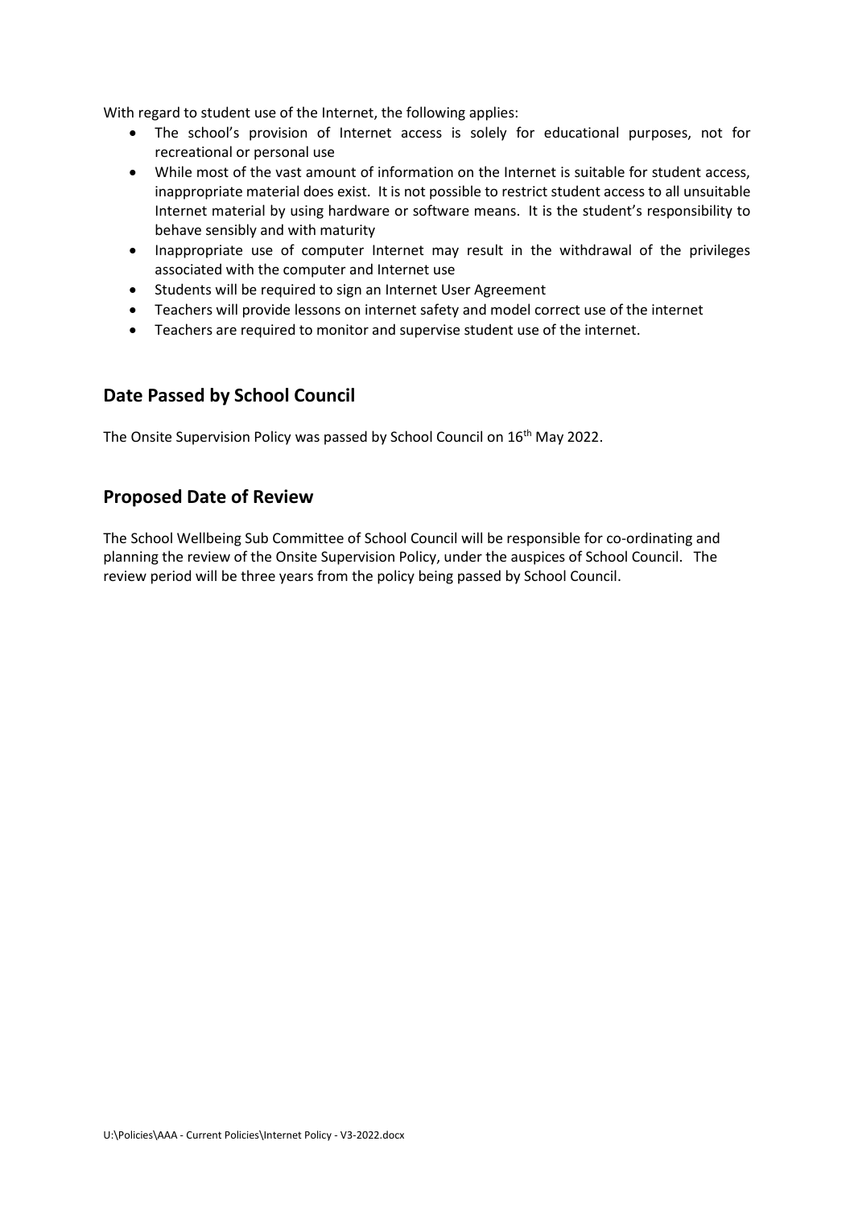With regard to student use of the Internet, the following applies:

- The school's provision of Internet access is solely for educational purposes, not for recreational or personal use
- While most of the vast amount of information on the Internet is suitable for student access, inappropriate material does exist. It is not possible to restrict student access to all unsuitable Internet material by using hardware or software means. It is the student's responsibility to behave sensibly and with maturity
- Inappropriate use of computer Internet may result in the withdrawal of the privileges associated with the computer and Internet use
- Students will be required to sign an Internet User Agreement
- Teachers will provide lessons on internet safety and model correct use of the internet
- Teachers are required to monitor and supervise student use of the internet.

## Date Passed by School Council

The Onsite Supervision Policy was passed by School Council on 16th May 2022.

## Proposed Date of Review

The School Wellbeing Sub Committee of School Council will be responsible for co-ordinating and planning the review of the Onsite Supervision Policy, under the auspices of School Council. The review period will be three years from the policy being passed by School Council.